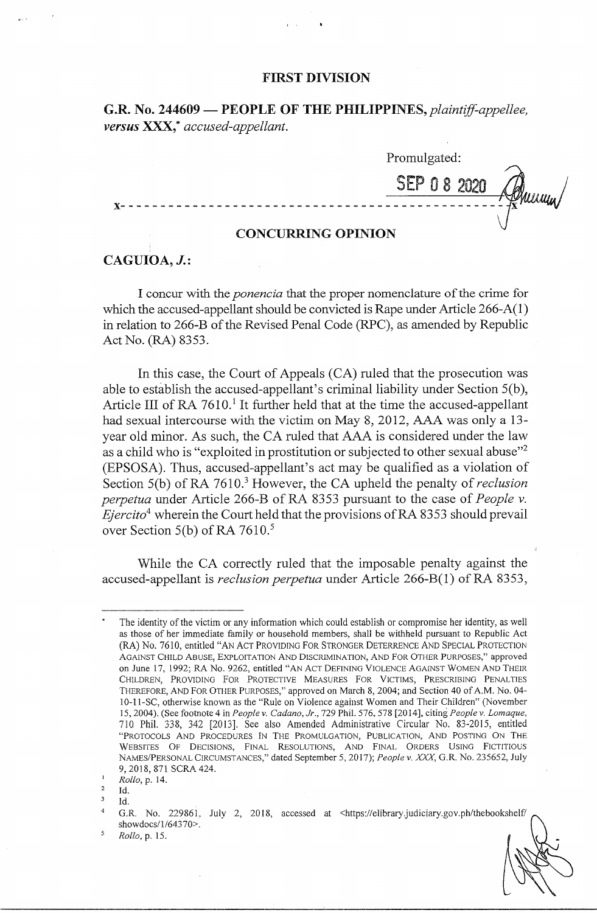# FIRST DIVISION

**G.R. No. 244609 — PEOPLE OF THE PHILIPPINES,** *plaintiff-appellee,* ***versus*** **XXX,*** *accused-appellant.*

Promulgated:

SEP 08 2020

x- - - - - - - - - - - - - - - - - - - - - - - - - - - - - - - - - - - - - - - - - - - - - - - -x

## CONCURRING OPINION

**CAGUIOA, *J.*:**

I concur with the *ponencia* that the proper nomenclature of the crime for which the accused-appellant should be convicted is Rape under Article 266-A(1) in relation to 266-B of the Revised Penal Code (RPC), as amended by Republic Act No. (RA) 8353.

In this case, the Court of Appeals (CA) ruled that the prosecution was able to establish the accused-appellant's criminal liability under Section 5(b), Article III of RA 7610.[1] It further held that at the time the accused-appellant had sexual intercourse with the victim on May 8, 2012, AAA was only a 13-year old minor. As such, the CA ruled that AAA is considered under the law as a child who is "exploited in prostitution or subjected to other sexual abuse"[2] (EPSOSA). Thus, accused-appellant's act may be qualified as a violation of Section 5(b) of RA 7610.[3] However, the CA upheld the penalty of *reclusion perpetua* under Article 266-B of RA 8353 pursuant to the case of *People v. Ejercito*[4] wherein the Court held that the provisions of RA 8353 should prevail over Section 5(b) of RA 7610.[5]

While the CA correctly ruled that the imposable penalty against the accused-appellant is *reclusion perpetua* under Article 266-B(1) of RA 8353,

---

\* The identity of the victim or any information which could establish or compromise her identity, as well as those of her immediate family or household members, shall be withheld pursuant to Republic Act (RA) No. 7610, entitled "AN ACT PROVIDING FOR STRONGER DETERRENCE AND SPECIAL PROTECTION AGAINST CHILD ABUSE, EXPLOITATION AND DISCRIMINATION, AND FOR OTHER PURPOSES," approved on June 17, 1992; RA No. 9262, entitled "AN ACT DEFINING VIOLENCE AGAINST WOMEN AND THEIR CHILDREN, PROVIDING FOR PROTECTIVE MEASURES FOR VICTIMS, PRESCRIBING PENALTIES THEREFORE, AND FOR OTHER PURPOSES," approved on March 8, 2004; and Section 40 of A.M. No. 04-10-11-SC, otherwise known as the "Rule on Violence against Women and Their Children" (November 15, 2004). (See footnote 4 in *People v. Cadano, Jr.*, 729 Phil. 576, 578 [2014], citing *People v. Lomaque*, 710 Phil. 338, 342 [2013]. See also Amended Administrative Circular No. 83-2015, entitled "PROTOCOLS AND PROCEDURES IN THE PROMULGATION, PUBLICATION, AND POSTING ON THE WEBSITES OF DECISIONS, FINAL RESOLUTIONS, AND FINAL ORDERS USING FICTITIOUS NAMES/PERSONAL CIRCUMSTANCES," dated September 5, 2017); *People v. XXX*, G.R. No. 235652, July 9, 2018, 871 SCRA 424.

[1] *Rollo*, p. 14.

[2] Id.

[3] Id.

[4] G.R. No. 229861, July 2, 2018, accessed at <https://elibrary.judiciary.gov.ph/thebookshelf/showdocs/1/64370>.

[5] *Rollo*, p. 15.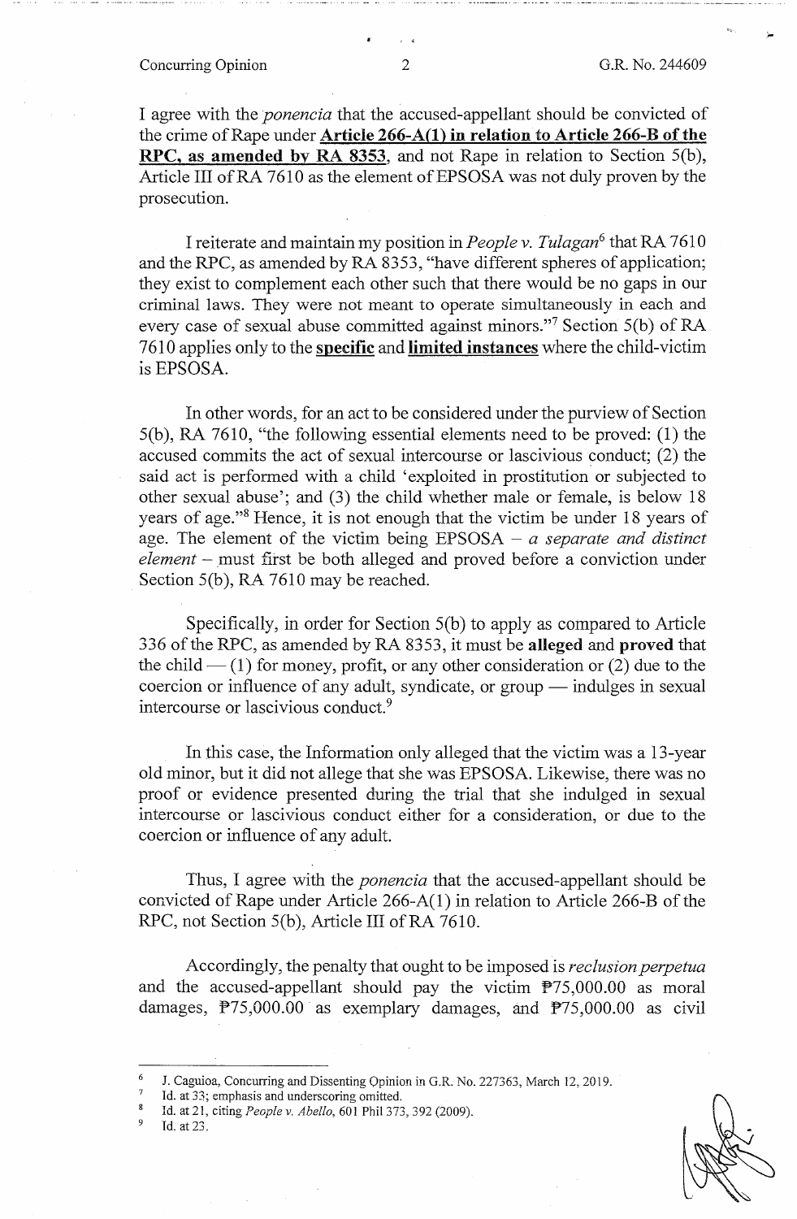I agree with the *ponencia* that the accused-appellant should be convicted of the crime of Rape under **Article 266-A(1) in relation to Article 266-B of the RPC, as amended by RA 8353**, and not Rape in relation to Section 5(b), Article III of RA 7610 as the element of EPSOSA was not duly proven by the prosecution.

I reiterate and maintain my position in *People v. Tulagan*[6] that RA 7610 and the RPC, as amended by RA 8353, "have different spheres of application; they exist to complement each other such that there would be no gaps in our criminal laws. They were not meant to operate simultaneously in each and every case of sexual abuse committed against minors."[7] Section 5(b) of RA 7610 applies only to the **specific** and **limited instances** where the child-victim is EPSOSA.

In other words, for an act to be considered under the purview of Section 5(b), RA 7610, "the following essential elements need to be proved: (1) the accused commits the act of sexual intercourse or lascivious conduct; (2) the said act is performed with a child 'exploited in prostitution or subjected to other sexual abuse'; and (3) the child whether male or female, is below 18 years of age."[8] Hence, it is not enough that the victim be under 18 years of age. The element of the victim being EPSOSA – *a separate and distinct element* – must first be both alleged and proved before a conviction under Section 5(b), RA 7610 may be reached.

Specifically, in order for Section 5(b) to apply as compared to Article 336 of the RPC, as amended by RA 8353, it must be **alleged** and **proved** that the child — (1) for money, profit, or any other consideration or (2) due to the coercion or influence of any adult, syndicate, or group — indulges in sexual intercourse or lascivious conduct.[9]

In this case, the Information only alleged that the victim was a 13-year old minor, but it did not allege that she was EPSOSA. Likewise, there was no proof or evidence presented during the trial that she indulged in sexual intercourse or lascivious conduct either for a consideration, or due to the coercion or influence of any adult.

Thus, I agree with the *ponencia* that the accused-appellant should be convicted of Rape under Article 266-A(1) in relation to Article 266-B of the RPC, not Section 5(b), Article III of RA 7610.

Accordingly, the penalty that ought to be imposed is *reclusion perpetua* and the accused-appellant should pay the victim ₱75,000.00 as moral damages, ₱75,000.00 as exemplary damages, and ₱75,000.00 as civil

---

[6] J. Caguioa, Concurring and Dissenting Opinion in G.R. No. 227363, March 12, 2019.

[7] Id. at 33; emphasis and underscoring omitted.

[8] Id. at 21, citing *People v. Abello*, 601 Phil 373, 392 (2009).

[9] Id. at 23.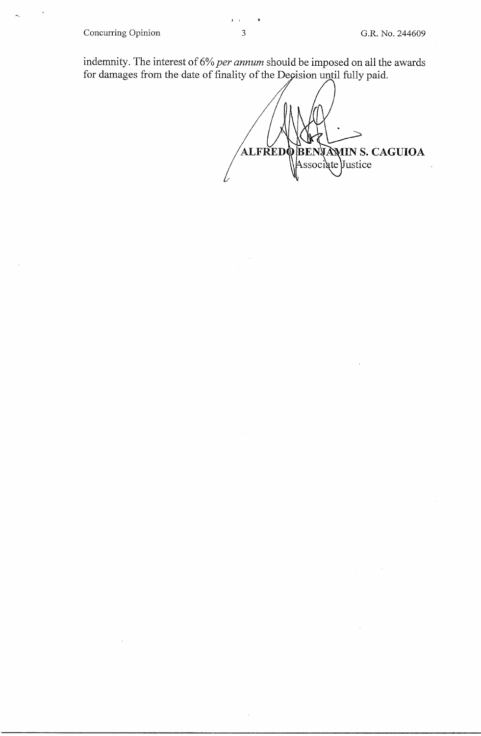indemnity. The interest of 6% *per annum* should be imposed on all the awards for damages from the date of finality of the Decision until fully paid.

**ALFREDO BENJAMIN S. CAGUIOA**
Associate Justice